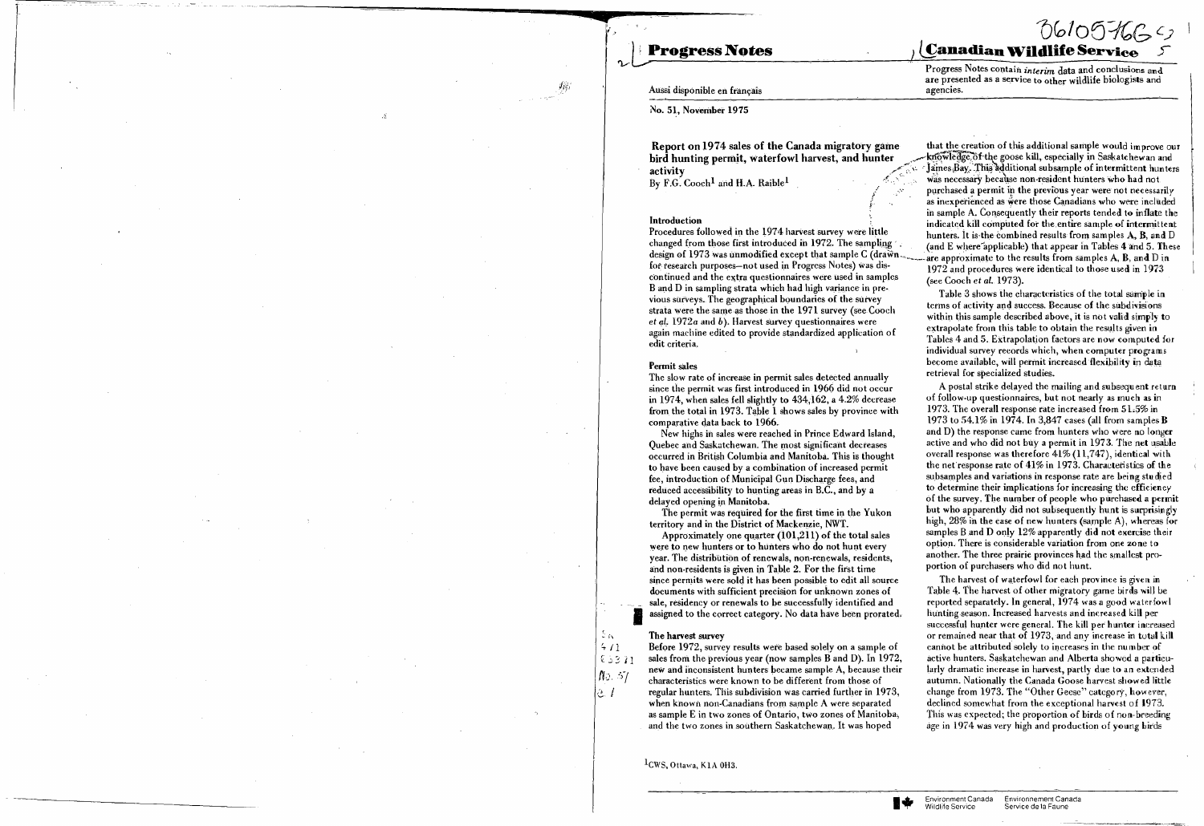# Progress Notes

# Canadian Wildlife Service

Progress Notes contain *interim* data and conclusions and are presented as a service to other wildlife biologists and agencies.

Aussi disponible en français

No. 51, November 1975

## Report on 1974 sales of the Canada migratory game bird hunting permit, waterfowl harvest, and hunter activity

By F.G. Cooch[1] and H.A. Raible[1]

### Introduction

Procedures followed in the 1974 harvest survey were little changed from those first introduced in 1972. The sampling design of 1973 was unmodified except that sample C (drawn for research purposes—not used in Progress Notes) was discontinued and the extra questionnaires were used in samples B and D in sampling strata which had high variance in previous surveys. The geographical boundaries of the survey strata were the same as those in the 1971 survey (see Cooch *et al.* 1972*a* and *b*). Harvest survey questionnaires were again machine edited to provide standardized application of edit criteria.

### Permit sales

The slow rate of increase in permit sales detected annually since the permit was first introduced in 1966 did not occur in 1974, when sales fell slightly to 434,162, a 4.2% decrease from the total in 1973. Table 1 shows sales by province with comparative data back to 1966.

New highs in sales were reached in Prince Edward Island, Quebec and Saskatchewan. The most significant decreases occurred in British Columbia and Manitoba. This is thought to have been caused by a combination of increased permit fee, introduction of Municipal Gun Discharge fees, and reduced accessibility to hunting areas in B.C., and by a delayed opening in Manitoba.

The permit was required for the first time in the Yukon territory and in the District of Mackenzie, NWT.

Approximately one quarter (101,211) of the total sales were to new hunters or to hunters who do not hunt every year. The distribution of renewals, non-renewals, residents, and non-residents is given in Table 2. For the first time since permits were sold it has been possible to edit all source documents with sufficient precision for unknown zones of sale, residency or renewals to be successfully identified and assigned to the correct category. No data have been prorated.

### The harvest survey

Before 1972, survey results were based solely on a sample of sales from the previous year (now samples B and D). In 1972, new and inconsistent hunters became sample A, because their characteristics were known to be different from those of regular hunters. This subdivision was carried further in 1973, when known non-Canadians from sample A were separated as sample E in two zones of Ontario, two zones of Manitoba, and the two zones in southern Saskatchewan. It was hoped that the creation of this additional sample would improve our knowledge of the goose kill, especially in Saskatchewan and James Bay. This additional subsample of intermittent hunters was necessary because non-resident hunters who had not purchased a permit in the previous year were not necessarily as inexperienced as were those Canadians who were included in sample A. Consequently their reports tended to inflate the indicated kill computed for the entire sample of intermittent hunters. It is the combined results from samples A, B, and D (and E where applicable) that appear in Tables 4 and 5. These are approximate to the results from samples A, B, and D in 1972 and procedures were identical to those used in 1973 (see Cooch *et al.* 1973).

Table 3 shows the characteristics of the total sample in terms of activity and success. Because of the subdivisions within this sample described above, it is not valid simply to extrapolate from this table to obtain the results given in Tables 4 and 5. Extrapolation factors are now computed for individual survey records which, when computer programs become available, will permit increased flexibility in data retrieval for specialized studies.

A postal strike delayed the mailing and subsequent return of follow-up questionnaires, but not nearly as much as in 1973. The overall response rate increased from 51.5% in 1973 to 54.1% in 1974. In 3,847 cases (all from samples B and D) the response came from hunters who were no longer active and who did not buy a permit in 1973. The net usable overall response was therefore 41% (11,747), identical with the net response rate of 41% in 1973. Characteristics of the subsamples and variations in response rate are being studied to determine their implications for increasing the efficiency of the survey. The number of people who purchased a permit but who apparently did not subsequently hunt is surprisingly high, 28% in the case of new hunters (sample A), whereas for samples B and D only 12% apparently did not exercise their option. There is considerable variation from one zone to another. The three prairie provinces had the smallest proportion of purchasers who did not hunt.

The harvest of waterfowl for each province is given in Table 4. The harvest of other migratory game birds will be reported separately. In general, 1974 was a good waterfowl hunting season. Increased harvests and increased kill per successful hunter were general. The kill per hunter increased or remained near that of 1973, and any increase in total kill cannot be attributed solely to increases in the number of active hunters. Saskatchewan and Alberta showed a particularly dramatic increase in harvest, partly due to an extended autumn. Nationally the Canada Goose harvest showed little change from 1973. The "Other Geese" category, however, declined somewhat from the exceptional harvest of 1973. This was expected; the proportion of birds of non-breeding age in 1974 was very high and production of young birds

[1] CWS, Ottawa, K1A 0H3.

Environment Canada Wildlife Service — Environnement Canada Service de la Faune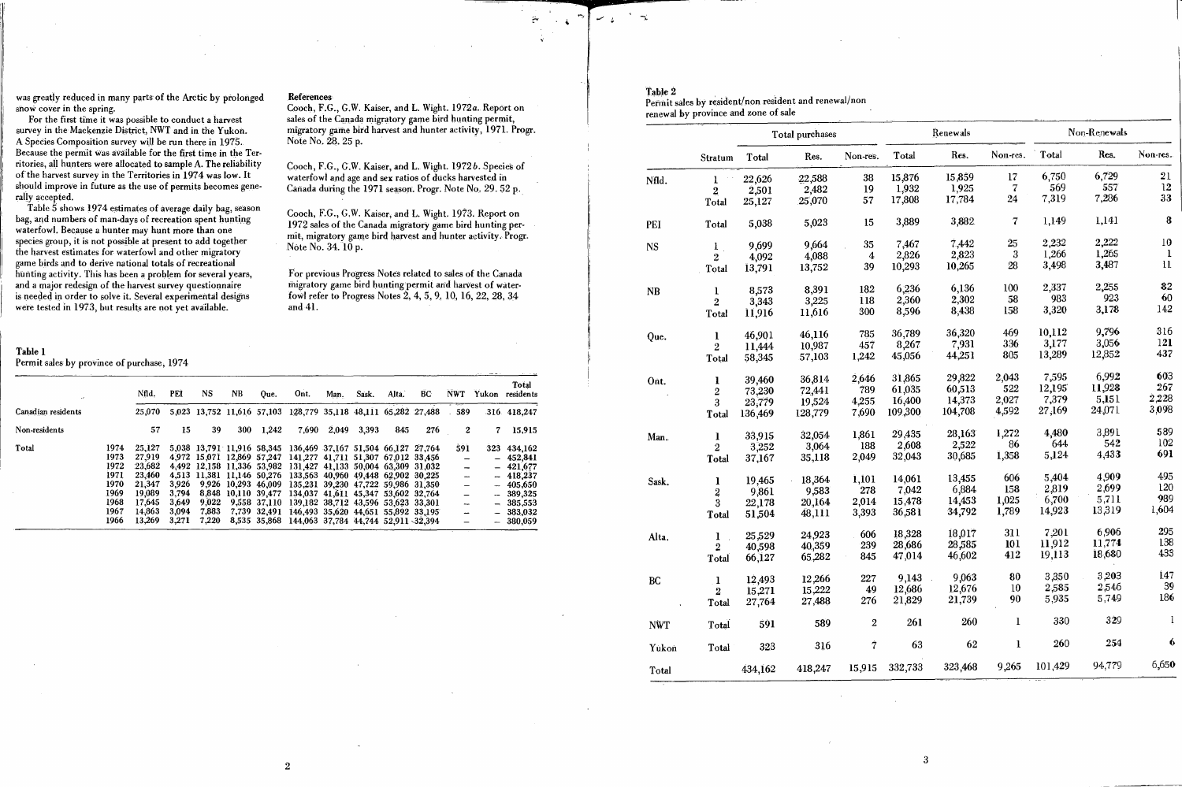was greatly reduced in many parts of the Arctic by prolonged snow cover in the spring.

For the first time it was possible to conduct a harvest survey in the Mackenzie District, NWT and in the Yukon. A Species Composition survey will be run there in 1975. Because the permit was available for the first time in the Territories, all hunters were allocated to sample A. The reliability of the harvest survey in the Territories in 1974 was low. It should improve in future as the use of permits becomes generally accepted.

Table 5 shows 1974 estimates of average daily bag, season bag, and numbers of man-days of recreation spent hunting waterfowl. Because a hunter may hunt more than one species group, it is not possible at present to add together the harvest estimates for waterfowl and other migratory game birds and to derive national totals of recreational hunting activity. This has been a problem for several years, and a major redesign of the harvest survey questionnaire is needed in order to solve it. Several experimental designs were tested in 1973, but results are not yet available.

## References

Cooch, F.G., G.W. Kaiser, and L. Wight. 1972*a*. Report on sales of the Canada migratory game bird hunting permit, migratory game bird harvest and hunter activity, 1971. Progr. Note No. 28. 25 p.

Cooch, F.G., G.W. Kaiser, and L. Wight. 1972*b*. Species of waterfowl and age and sex ratios of ducks harvested in Canada during the 1971 season. Progr. Note No. 29. 52 p.

Cooch, F.G., G.W. Kaiser, and L. Wight. 1973. Report on 1972 sales of the Canada migratory game bird hunting permit, migratory game bird harvest and hunter activity. Progr. Note No. 34. 10 p.

For previous Progress Notes related to sales of the Canada migratory game bird hunting permit and harvest of waterfowl refer to Progress Notes 2, 4, 5, 9, 10, 16, 22, 28, 34 and 41.

**Table 1**
Permit sales by province of purchase, 1974

| | | Nfld. | PEI | NS | NB | Que. | Ont. | Man. | Sask. | Alta. | BC | NWT | Yukon | Total residents |
|---|---|---|---|---|---|---|---|---|---|---|---|---|---|---|
| Canadian residents | | 25,070 | 5,023 | 13,752 | 11,616 | 57,103 | 128,779 | 35,118 | 48,111 | 65,282 | 27,488 | 589 | 316 | 418,247 |
| Non-residents | | 57 | 15 | 39 | 300 | 1,242 | 7,690 | 2,049 | 3,393 | 845 | 276 | 2 | 7 | 15,915 |
| Total | 1974 | 25,127 | 5,038 | 13,791 | 11,916 | 58,345 | 136,469 | 37,167 | 51,504 | 66,127 | 27,764 | 591 | 323 | 434,162 |
| | 1973 | 27,919 | 4,972 | 15,071 | 12,869 | 57,247 | 141,277 | 41,711 | 51,307 | 67,012 | 33,456 | – | – | 452,841 |
| | 1972 | 23,682 | 4,492 | 12,158 | 11,336 | 53,982 | 131,427 | 41,133 | 50,004 | 63,309 | 31,032 | – | – | 421,677 |
| | 1971 | 23,460 | 4,513 | 11,381 | 11,146 | 50,276 | 133,563 | 40,960 | 49,448 | 62,902 | 30,225 | – | – | 418,237 |
| | 1970 | 21,347 | 3,926 | 9,926 | 10,293 | 46,009 | 135,231 | 39,230 | 47,722 | 59,986 | 31,350 | – | – | 405,650 |
| | 1969 | 19,089 | 3,794 | 8,848 | 10,110 | 39,477 | 134,037 | 41,611 | 45,347 | 53,602 | 32,764 | – | – | 389,325 |
| | 1968 | 17,645 | 3,649 | 9,022 | 9,558 | 37,110 | 139,182 | 38,712 | 43,596 | 53,623 | 33,301 | – | – | 385,553 |
| | 1967 | 14,863 | 3,094 | 7,883 | 7,739 | 32,491 | 146,493 | 35,620 | 44,651 | 55,892 | 33,195 | – | – | 383,032 |
| | 1966 | 13,269 | 3,271 | 7,220 | 8,535 | 35,868 | 144,063 | 37,784 | 44,744 | 52,911 | 32,394 | – | – | 380,059 |

**Table 2**
Permit sales by resident/non resident and renewal/non renewal by province and zone of sale

| | | Total purchases | | | Renewals | | | Non-Renewals | | |
|---|---|---|---|---|---|---|---|---|---|---|
| | Stratum | Total | Res. | Non-res. | Total | Res. | Non-res. | Total | Res. | Non-res. |
| Nfld. | 1 | 22,626 | 22,588 | 38 | 15,876 | 15,859 | 17 | 6,750 | 6,729 | 21 |
| | 2 | 2,501 | 2,482 | 19 | 1,932 | 1,925 | 7 | 569 | 557 | 12 |
| | Total | 25,127 | 25,070 | 57 | 17,808 | 17,784 | 24 | 7,319 | 7,286 | 33 |
| PEI | Total | 5,038 | 5,023 | 15 | 3,889 | 3,882 | 7 | 1,149 | 1,141 | 8 |
| NS | 1 | 9,699 | 9,664 | 35 | 7,467 | 7,442 | 25 | 2,232 | 2,222 | 10 |
| | 2 | 4,092 | 4,088 | 4 | 2,826 | 2,823 | 3 | 1,266 | 1,265 | 1 |
| | Total | 13,791 | 13,752 | 39 | 10,293 | 10,265 | 28 | 3,498 | 3,487 | 11 |
| NB | 1 | 8,573 | 8,391 | 182 | 6,236 | 6,136 | 100 | 2,337 | 2,255 | 82 |
| | 2 | 3,343 | 3,225 | 118 | 2,360 | 2,302 | 58 | 983 | 923 | 60 |
| | Total | 11,916 | 11,616 | 300 | 8,596 | 8,438 | 158 | 3,320 | 3,178 | 142 |
| Que. | 1 | 46,901 | 46,116 | 785 | 36,789 | 36,320 | 469 | 10,112 | 9,796 | 316 |
| | 2 | 11,444 | 10,987 | 457 | 8,267 | 7,931 | 336 | 3,177 | 3,056 | 121 |
| | Total | 58,345 | 57,103 | 1,242 | 45,056 | 44,251 | 805 | 13,289 | 12,852 | 437 |
| Ont. | 1 | 39,460 | 36,814 | 2,646 | 31,865 | 29,822 | 2,043 | 7,595 | 6,992 | 603 |
| | 2 | 73,230 | 72,441 | 789 | 61,035 | 60,513 | 522 | 12,195 | 11,928 | 267 |
| | 3 | 23,779 | 19,524 | 4,255 | 16,400 | 14,373 | 2,027 | 7,379 | 5,151 | 2,228 |
| | Total | 136,469 | 128,779 | 7,690 | 109,300 | 104,708 | 4,592 | 27,169 | 24,071 | 3,098 |
| Man. | 1 | 33,915 | 32,054 | 1,861 | 29,435 | 28,163 | 1,272 | 4,480 | 3,891 | 589 |
| | 2 | 3,252 | 3,064 | 188 | 2,608 | 2,522 | 86 | 644 | 542 | 102 |
| | Total | 37,167 | 35,118 | 2,049 | 32,043 | 30,685 | 1,358 | 5,124 | 4,433 | 691 |
| Sask. | 1 | 19,465 | 18,364 | 1,101 | 14,061 | 13,455 | 606 | 5,404 | 4,909 | 495 |
| | 2 | 9,861 | 9,583 | 278 | 7,042 | 6,884 | 158 | 2,819 | 2,699 | 120 |
| | 3 | 22,178 | 20,164 | 2,014 | 15,478 | 14,453 | 1,025 | 6,700 | 5,711 | 989 |
| | Total | 51,504 | 48,111 | 3,393 | 36,581 | 34,792 | 1,789 | 14,923 | 13,319 | 1,604 |
| Alta. | 1 | 25,529 | 24,923 | 606 | 18,328 | 18,017 | 311 | 7,201 | 6,906 | 295 |
| | 2 | 40,598 | 40,359 | 239 | 28,686 | 28,585 | 101 | 11,912 | 11,774 | 138 |
| | Total | 66,127 | 65,282 | 845 | 47,014 | 46,602 | 412 | 19,113 | 18,680 | 433 |
| BC | 1 | 12,493 | 12,266 | 227 | 9,143 | 9,063 | 80 | 3,350 | 3,203 | 147 |
| | 2 | 15,271 | 15,222 | 49 | 12,686 | 12,676 | 10 | 2,585 | 2,546 | 39 |
| | Total | 27,764 | 27,488 | 276 | 21,829 | 21,739 | 90 | 5,935 | 5,749 | 186 |
| NWT | Total | 591 | 589 | 2 | 261 | 260 | 1 | 330 | 329 | 1 |
| Yukon | Total | 323 | 316 | 7 | 63 | 62 | 1 | 260 | 254 | 6 |
| Total | | 434,162 | 418,247 | 15,915 | 332,733 | 323,468 | 9,265 | 101,429 | 94,779 | 6,650 |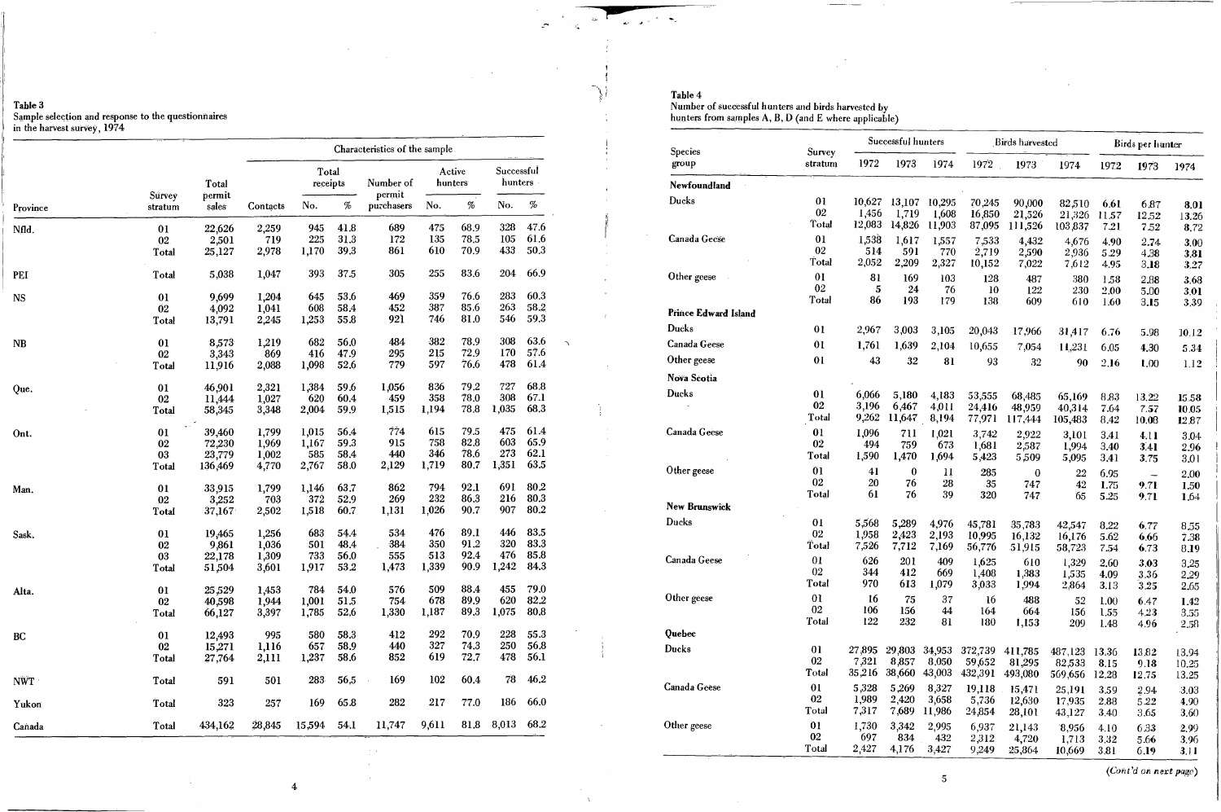**Table 3**
Sample selection and response to the questionnaires in the harvest survey, 1974

| Province | Survey stratum | Total permit sales | Contacts | Total receipts No. | Total receipts % | Number of permit purchasers | Active hunters No. | Active hunters % | Successful hunters No. | Successful hunters % |
|---|---|---|---|---|---|---|---|---|---|---|
| Nfld. | 01 | 22,626 | 2,259 | 945 | 41.8 | 689 | 475 | 68.9 | 328 | 47.6 |
| | 02 | 2,501 | 719 | 225 | 31.3 | 172 | 135 | 78.5 | 105 | 61.6 |
| | Total | 25,127 | 2,978 | 1,170 | 39.3 | 861 | 610 | 70.9 | 433 | 50.3 |
| PEI | Total | 5,038 | 1,047 | 393 | 37.5 | 305 | 255 | 83.6 | 204 | 66.9 |
| NS | 01 | 9,699 | 1,204 | 645 | 53.6 | 469 | 359 | 76.6 | 283 | 60.3 |
| | 02 | 4,092 | 1,041 | 608 | 58.4 | 452 | 387 | 85.6 | 263 | 58.2 |
| | Total | 13,791 | 2,245 | 1,253 | 55.8 | 921 | 746 | 81.0 | 546 | 59.3 |
| NB | 01 | 8,573 | 1,219 | 682 | 56.0 | 484 | 382 | 78.9 | 308 | 63.6 |
| | 02 | 3,343 | 869 | 416 | 47.9 | 295 | 215 | 72.9 | 170 | 57.6 |
| | Total | 11,916 | 2,088 | 1,098 | 52.6 | 779 | 597 | 76.6 | 478 | 61.4 |
| Que. | 01 | 46,901 | 2,321 | 1,384 | 59.6 | 1,056 | 836 | 79.2 | 727 | 68.8 |
| | 02 | 11,444 | 1,027 | 620 | 60.4 | 459 | 358 | 78.0 | 308 | 67.1 |
| | Total | 58,345 | 3,348 | 2,004 | 59.9 | 1,515 | 1,194 | 78.8 | 1,035 | 68.3 |
| Ont. | 01 | 39,460 | 1,799 | 1,015 | 56.4 | 774 | 615 | 79.5 | 475 | 61.4 |
| | 02 | 72,230 | 1,969 | 1,167 | 59.3 | 915 | 758 | 82.8 | 603 | 65.9 |
| | 03 | 23,779 | 1,002 | 585 | 58.4 | 440 | 346 | 78.6 | 273 | 62.1 |
| | Total | 136,469 | 4,770 | 2,767 | 58.0 | 2,129 | 1,719 | 80.7 | 1,351 | 63.5 |
| Man. | 01 | 33,915 | 1,799 | 1,146 | 63.7 | 862 | 794 | 92.1 | 691 | 80.2 |
| | 02 | 3,252 | 703 | 372 | 52.9 | 269 | 232 | 86.3 | 216 | 80.3 |
| | Total | 37,167 | 2,502 | 1,518 | 60.7 | 1,131 | 1,026 | 90.7 | 907 | 80.2 |
| Sask. | 01 | 19,465 | 1,256 | 683 | 54.4 | 534 | 476 | 89.1 | 446 | 83.5 |
| | 02 | 9,861 | 1,036 | 501 | 48.4 | 384 | 350 | 91.2 | 320 | 83.3 |
| | 03 | 22,178 | 1,309 | 733 | 56.0 | 555 | 513 | 92.4 | 476 | 85.8 |
| | Total | 51,504 | 3,601 | 1,917 | 53.2 | 1,473 | 1,339 | 90.9 | 1,242 | 84.3 |
| Alta. | 01 | 25,529 | 1,453 | 784 | 54.0 | 576 | 509 | 88.4 | 455 | 79.0 |
| | 02 | 40,598 | 1,944 | 1,001 | 51.5 | 754 | 678 | 89.9 | 620 | 82.2 |
| | Total | 66,127 | 3,397 | 1,785 | 52.6 | 1,330 | 1,187 | 89.3 | 1,075 | 80.8 |
| BC | 01 | 12,493 | 995 | 580 | 58.3 | 412 | 292 | 70.9 | 228 | 55.3 |
| | 02 | 15,271 | 1,116 | 657 | 58.9 | 440 | 327 | 74.3 | 250 | 56.8 |
| | Total | 27,764 | 2,111 | 1,237 | 58.6 | 852 | 619 | 72.7 | 478 | 56.1 |
| NWT | Total | 591 | 501 | 283 | 56.5 | 169 | 102 | 60.4 | 78 | 46.2 |
| Yukon | Total | 323 | 257 | 169 | 65.8 | 282 | 217 | 77.0 | 186 | 66.0 |
| Canada | Total | 434,162 | 28,845 | 15,594 | 54.1 | 11,747 | 9,611 | 81.8 | 8,013 | 68.2 |

**Table 4**
Number of successful hunters and birds harvested by hunters from samples A, B, D (and E where applicable)

| Species group | Survey stratum | Successful hunters 1972 | 1973 | 1974 | Birds harvested 1972 | 1973 | 1974 | Birds per hunter 1972 | 1973 | 1974 |
|---|---|---|---|---|---|---|---|---|---|---|
| **Newfoundland** | | | | | | | | | | |
| Ducks | 01 | 10,627 | 13,107 | 10,295 | 70,245 | 90,000 | 82,510 | 6.61 | 6.87 | 8.01 |
| | 02 | 1,456 | 1,719 | 1,608 | 16,850 | 21,526 | 21,326 | 11.57 | 12.52 | 13.26 |
| | Total | 12,083 | 14,826 | 11,903 | 87,095 | 111,526 | 103,837 | 7.21 | 7.52 | 8.72 |
| Canada Geese | 01 | 1,538 | 1,617 | 1,557 | 7,533 | 4,432 | 4,676 | 4.90 | 2.74 | 3.00 |
| | 02 | 514 | 591 | 770 | 2,719 | 2,590 | 2,936 | 5.29 | 4.38 | 3.81 |
| | Total | 2,052 | 2,209 | 2,327 | 10,152 | 7,022 | 7,612 | 4.95 | 3.18 | 3.27 |
| Other geese | 01 | 81 | 169 | 103 | 128 | 487 | 380 | 1.58 | 2.88 | 3.68 |
| | 02 | 5 | 24 | 76 | 10 | 122 | 230 | 2.00 | 5.00 | 3.01 |
| | Total | 86 | 193 | 179 | 138 | 609 | 610 | 1.60 | 3.15 | 3.39 |
| **Prince Edward Island** | | | | | | | | | | |
| Ducks | 01 | 2,967 | 3,003 | 3,105 | 20,043 | 17,966 | 31,417 | 6.76 | 5.98 | 10.12 |
| Canada Geese | 01 | 1,761 | 1,639 | 2,104 | 10,655 | 7,054 | 11,231 | 6.05 | 4.30 | 5.34 |
| Other geese | 01 | 43 | 32 | 81 | 93 | 32 | 90 | 2.16 | 1.00 | 1.12 |
| **Nova Scotia** | | | | | | | | | | |
| Ducks | 01 | 6,066 | 5,180 | 4,183 | 53,555 | 68,485 | 65,169 | 8.83 | 13.22 | 15.58 |
| | 02 | 3,196 | 6,467 | 4,011 | 24,416 | 48,959 | 40,314 | 7.64 | 7.57 | 10.05 |
| | Total | 9,262 | 11,647 | 8,194 | 77,971 | 117,444 | 105,483 | 8.42 | 10.08 | 12.87 |
| Canada Geese | 01 | 1,096 | 711 | 1,021 | 3,742 | 2,922 | 3,101 | 3.41 | 4.11 | 3.04 |
| | 02 | 494 | 759 | 673 | 1,681 | 2,587 | 1,994 | 3.40 | 3.41 | 2.96 |
| | Total | 1,590 | 1,470 | 1,694 | 5,423 | 5,509 | 5,095 | 3.41 | 3.75 | 3.01 |
| Other geese | 01 | 41 | 0 | 11 | 285 | 0 | 22 | 6.95 | – | 2.00 |
| | 02 | 20 | 76 | 28 | 35 | 747 | 42 | 1.75 | 9.71 | 1.50 |
| | Total | 61 | 76 | 39 | 320 | 747 | 65 | 5.25 | 9.71 | 1.64 |
| **New Brunswick** | | | | | | | | | | |
| Ducks | 01 | 5,568 | 5,289 | 4,976 | 45,781 | 35,783 | 42,547 | 8.22 | 6.77 | 8.55 |
| | 02 | 1,958 | 2,423 | 2,193 | 10,995 | 16,132 | 16,176 | 5.62 | 6.66 | 7.38 |
| | Total | 7,526 | 7,712 | 7,169 | 56,776 | 51,915 | 58,723 | 7.54 | 6.73 | 8.19 |
| Canada Geese | 01 | 626 | 201 | 409 | 1,625 | 610 | 1,329 | 2.60 | 3.03 | 3.25 |
| | 02 | 344 | 412 | 669 | 1,408 | 1,383 | 1,535 | 4.09 | 3.36 | 2.29 |
| | Total | 970 | 613 | 1,079 | 3,033 | 1,994 | 2,864 | 3.13 | 3.25 | 2.65 |
| Other geese | 01 | 16 | 75 | 37 | 16 | 488 | 52 | 1.00 | 6.47 | 1.42 |
| | 02 | 106 | 156 | 44 | 164 | 664 | 156 | 1.55 | 4.23 | 3.55 |
| | Total | 122 | 232 | 81 | 180 | 1,153 | 209 | 1.48 | 4.96 | 2.58 |
| **Quebec** | | | | | | | | | | |
| Ducks | 01 | 27,895 | 29,803 | 34,953 | 372,739 | 411,785 | 487,123 | 13.36 | 13.82 | 13.94 |
| | 02 | 7,321 | 8,857 | 8,050 | 59,652 | 81,295 | 82,533 | 8.15 | 9.18 | 10.25 |
| | Total | 35,216 | 38,660 | 43,003 | 432,391 | 493,080 | 569,656 | 12.28 | 12.75 | 13.25 |
| Canada Geese | 01 | 5,328 | 5,269 | 8,327 | 19,118 | 15,471 | 25,191 | 3.59 | 2.94 | 3.03 |
| | 02 | 1,989 | 2,420 | 3,658 | 5,736 | 12,630 | 17,935 | 2.88 | 5.22 | 4.90 |
| | Total | 7,317 | 7,689 | 11,986 | 24,854 | 28,101 | 43,127 | 3.40 | 3.65 | 3.60 |
| Other geese | 01 | 1,730 | 3,342 | 2,995 | 6,937 | 21,143 | 8,956 | 4.10 | 6.33 | 2.99 |
| | 02 | 697 | 834 | 432 | 2,312 | 4,720 | 1,713 | 3.32 | 5.66 | 3.96 |
| | Total | 2,427 | 4,176 | 3,427 | 9,249 | 25,864 | 10,669 | 3.81 | 6.19 | 3.11 |

*(Cont'd on next page)*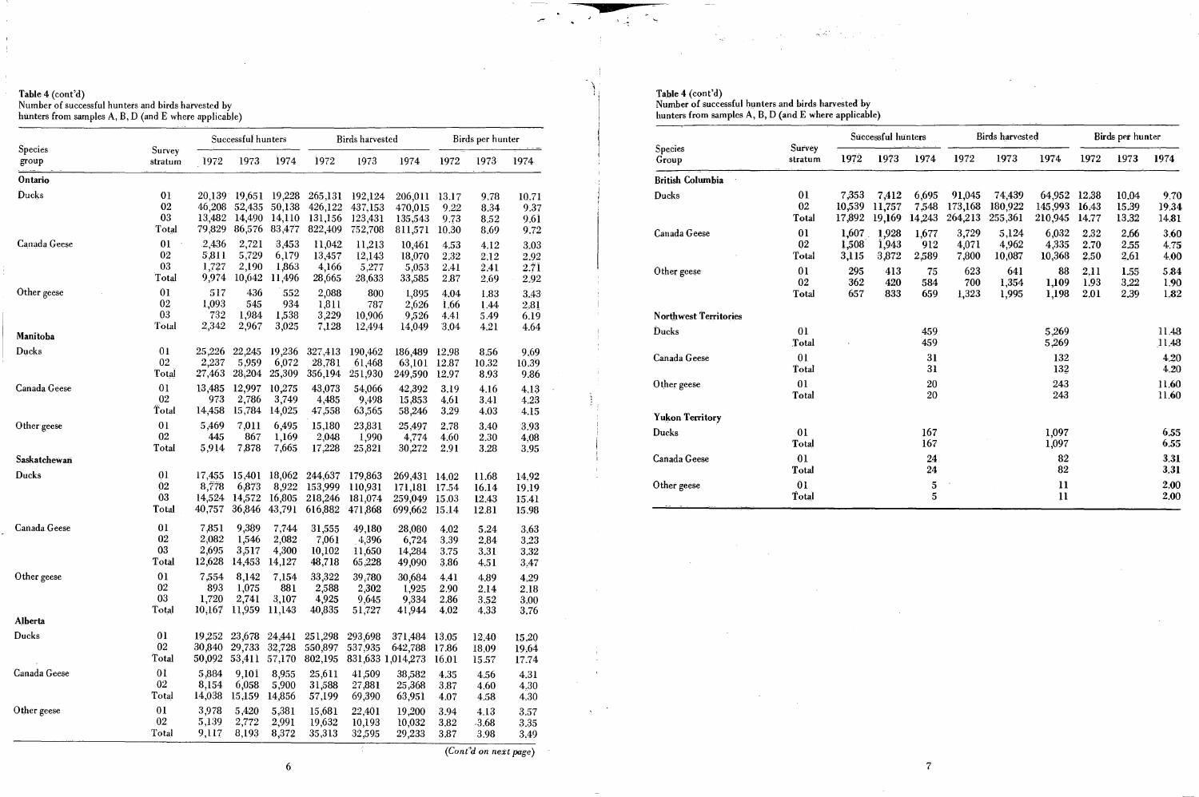Table 4 (cont'd)
Number of successful hunters and birds harvested by hunters from samples A, B, D (and E where applicable)

| Species group | Survey stratum | Successful hunters | | | Birds harvested | | | Birds per hunter | | |
|---|---|---|---|---|---|---|---|---|---|---|
| | | 1972 | 1973 | 1974 | 1972 | 1973 | 1974 | 1972 | 1973 | 1974 |
| **Ontario** | | | | | | | | | | |
| Ducks | 01 | 20,139 | 19,651 | 19,228 | 265,131 | 192,124 | 206,011 | 13.17 | 9.78 | 10.71 |
| | 02 | 46,208 | 52,435 | 50,138 | 426,122 | 437,153 | 470,015 | 9.22 | 8.34 | 9.37 |
| | 03 | 13,482 | 14,490 | 14,110 | 131,156 | 123,431 | 135,543 | 9.73 | 8.52 | 9.61 |
| | Total | 79,829 | 86,576 | 83,477 | 822,409 | 752,708 | 811,571 | 10.30 | 8.69 | 9.72 |
| Canada Geese | 01 | 2,436 | 2,721 | 3,453 | 11,042 | 11,213 | 10,461 | 4.53 | 4.12 | 3.03 |
| | 02 | 5,811 | 5,729 | 6,179 | 13,457 | 12,143 | 18,070 | 2.32 | 2.12 | 2.92 |
| | 03 | 1,727 | 2,190 | 1,863 | 4,166 | 5,277 | 5,053 | 2.41 | 2.41 | 2.71 |
| | Total | 9,974 | 10,642 | 11,496 | 28,665 | 28,633 | 33,585 | 2.87 | 2.69 | 2.92 |
| Other geese | 01 | 517 | 436 | 552 | 2,088 | 800 | 1,895 | 4.04 | 1.83 | 3.43 |
| | 02 | 1,093 | 545 | 934 | 1,811 | 787 | 2,626 | 1.66 | 1.44 | 2.81 |
| | 03 | 732 | 1,984 | 1,538 | 3,229 | 10,906 | 9,526 | 4.41 | 5.49 | 6.19 |
| | Total | 2,342 | 2,967 | 3,025 | 7,128 | 12,494 | 14,049 | 3.04 | 4.21 | 4.64 |
| **Manitoba** | | | | | | | | | | |
| Ducks | 01 | 25,226 | 22,245 | 19,236 | 327,413 | 190,462 | 186,489 | 12.98 | 8.56 | 9.69 |
| | 02 | 2,237 | 5,959 | 6,072 | 28,781 | 61,468 | 63,101 | 12.87 | 10.32 | 10.39 |
| | Total | 27,463 | 28,204 | 25,309 | 356,194 | 251,930 | 249,590 | 12.97 | 8.93 | 9.86 |
| Canada Geese | 01 | 13,485 | 12,997 | 10,275 | 43,073 | 54,066 | 42,392 | 3.19 | 4.16 | 4.13 |
| | 02 | 973 | 2,786 | 3,749 | 4,485 | 9,498 | 15,853 | 4.61 | 3.41 | 4.23 |
| | Total | 14,458 | 15,784 | 14,025 | 47,558 | 63,565 | 58,246 | 3.29 | 4.03 | 4.15 |
| Other geese | 01 | 5,469 | 7,011 | 6,495 | 15,180 | 23,831 | 25,497 | 2.78 | 3.40 | 3.93 |
| | 02 | 445 | 867 | 1,169 | 2,048 | 1,990 | 4,774 | 4.60 | 2.30 | 4.08 |
| | Total | 5,914 | 7,878 | 7,665 | 17,228 | 25,821 | 30,272 | 2.91 | 3.28 | 3.95 |
| **Saskatchewan** | | | | | | | | | | |
| Ducks | 01 | 17,455 | 15,401 | 18,062 | 244,637 | 179,863 | 269,431 | 14.02 | 11.68 | 14.92 |
| | 02 | 8,778 | 6,873 | 8,922 | 153,999 | 110,931 | 171,181 | 17.54 | 16.14 | 19.19 |
| | 03 | 14,524 | 14,572 | 16,805 | 218,246 | 181,074 | 259,049 | 15.03 | 12.43 | 15.41 |
| | Total | 40,757 | 36,846 | 43,791 | 616,882 | 471,868 | 699,662 | 15.14 | 12.81 | 15.98 |
| Canada Geese | 01 | 7,851 | 9,389 | 7,744 | 31,555 | 49,180 | 28,080 | 4.02 | 5.24 | 3.63 |
| | 02 | 2,082 | 1,546 | 2,082 | 7,061 | 4,396 | 6,724 | 3.39 | 2.84 | 3.23 |
| | 03 | 2,695 | 3,517 | 4,300 | 10,102 | 11,650 | 14,284 | 3.75 | 3.31 | 3.32 |
| | Total | 12,628 | 14,453 | 14,127 | 48,718 | 65,228 | 49,090 | 3.86 | 4.51 | 3.47 |
| Other geese | 01 | 7,554 | 8,142 | 7,154 | 33,322 | 39,780 | 30,684 | 4.41 | 4.89 | 4.29 |
| | 02 | 893 | 1,075 | 881 | 2,588 | 2,302 | 1,925 | 2.90 | 2.14 | 2.18 |
| | 03 | 1,720 | 2,741 | 3,107 | 4,925 | 9,645 | 9,334 | 2.86 | 3.52 | 3.00 |
| | Total | 10,167 | 11,959 | 11,143 | 40,835 | 51,727 | 41,944 | 4.02 | 4.33 | 3.76 |
| **Alberta** | | | | | | | | | | |
| Ducks | 01 | 19,252 | 23,678 | 24,441 | 251,298 | 293,698 | 371,484 | 13.05 | 12.40 | 15.20 |
| | 02 | 30,840 | 29,733 | 32,728 | 550,897 | 537,935 | 642,788 | 17.86 | 18.09 | 19.64 |
| | Total | 50,092 | 53,411 | 57,170 | 802,195 | 831,633 | 1,014,273 | 16.01 | 15.57 | 17.74 |
| Canada Geese | 01 | 5,884 | 9,101 | 8,955 | 25,611 | 41,509 | 38,582 | 4.35 | 4.56 | 4.31 |
| | 02 | 8,154 | 6,058 | 5,900 | 31,588 | 27,881 | 25,368 | 3.87 | 4.60 | 4.30 |
| | Total | 14,038 | 15,159 | 14,856 | 57,199 | 69,390 | 63,951 | 4.07 | 4.58 | 4.30 |
| Other geese | 01 | 3,978 | 5,420 | 5,381 | 15,681 | 22,401 | 19,200 | 3.94 | 4.13 | 3.57 |
| | 02 | 5,139 | 2,772 | 2,991 | 19,632 | 10,193 | 10,032 | 3.82 | 3.68 | 3.35 |
| | Total | 9,117 | 8,193 | 8,372 | 35,313 | 32,595 | 29,233 | 3.87 | 3.98 | 3.49 |

*(Cont'd on next page)*

Table 4 (cont'd)
Number of successful hunters and birds harvested by hunters from samples A, B, D (and E where applicable)

| Species Group | Survey stratum | Successful hunters | | | Birds harvested | | | Birds per hunter | | |
|---|---|---|---|---|---|---|---|---|---|---|
| | | 1972 | 1973 | 1974 | 1972 | 1973 | 1974 | 1972 | 1973 | 1974 |
| **British Columbia** | | | | | | | | | | |
| Ducks | 01 | 7,353 | 7,412 | 6,695 | 91,045 | 74,439 | 64,952 | 12.38 | 10.04 | 9.70 |
| | 02 | 10,539 | 11,757 | 7,548 | 173,168 | 180,922 | 145,993 | 16.43 | 15.39 | 19.34 |
| | Total | 17,892 | 19,169 | 14,243 | 264,213 | 255,361 | 210,945 | 14.77 | 13.32 | 14.81 |
| Canada Geese | 01 | 1,607 | 1,928 | 1,677 | 3,729 | 5,124 | 6,032 | 2.32 | 2.66 | 3.60 |
| | 02 | 1,508 | 1,943 | 912 | 4,071 | 4,962 | 4,335 | 2.70 | 2.55 | 4.75 |
| | Total | 3,115 | 3,872 | 2,589 | 7,800 | 10,087 | 10,368 | 2.50 | 2.61 | 4.00 |
| Other geese | 01 | 295 | 413 | 75 | 623 | 641 | 88 | 2.11 | 1.55 | 5.84 |
| | 02 | 362 | 420 | 584 | 700 | 1,354 | 1,109 | 1.93 | 3.22 | 1.90 |
| | Total | 657 | 833 | 659 | 1,323 | 1,995 | 1,198 | 2.01 | 2.39 | 1.82 |
| **Northwest Territories** | | | | | | | | | | |
| Ducks | 01 | | | 459 | | | 5,269 | | | 11.48 |
| | Total | | | 459 | | | 5,269 | | | 11.48 |
| Canada Geese | 01 | | | 31 | | | 132 | | | 4.20 |
| | Total | | | 31 | | | 132 | | | 4.20 |
| Other geese | 01 | | | 20 | | | 243 | | | 11.60 |
| | Total | | | 20 | | | 243 | | | 11.60 |
| **Yukon Territory** | | | | | | | | | | |
| Ducks | 01 | | | 167 | | | 1,097 | | | 6.55 |
| | Total | | | 167 | | | 1,097 | | | 6.55 |
| Canada Geese | 01 | | | 24 | | | 82 | | | 3.31 |
| | Total | | | 24 | | | 82 | | | 3.31 |
| Other geese | 01 | | | 5 | | | 11 | | | 2.00 |
| | Total | | | 5 | | | 11 | | | 2.00 |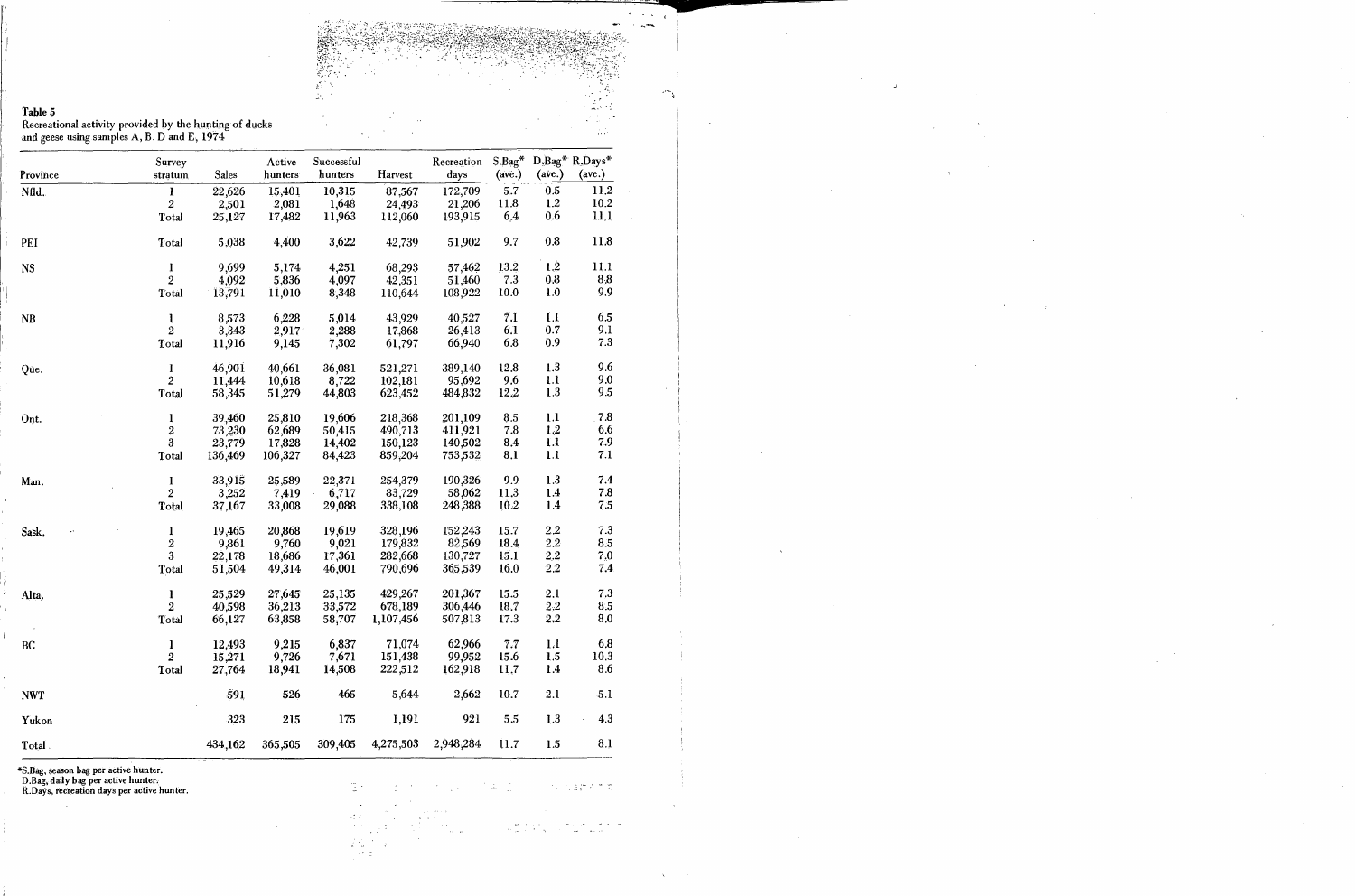**Table 5**
Recreational activity provided by the hunting of ducks and geese using samples A, B, D and E, 1974

| Province | Survey stratum | Sales | Active hunters | Successful hunters | Harvest | Recreation days | S.Bag* (ave.) | D.Bag* (ave.) | R.Days* (ave.) |
|---|---|---|---|---|---|---|---|---|---|
| Nfld. | 1 | 22,626 | 15,401 | 10,315 | 87,567 | 172,709 | 5.7 | 0.5 | 11.2 |
| | 2 | 2,501 | 2,081 | 1,648 | 24,493 | 21,206 | 11.8 | 1.2 | 10.2 |
| | Total | 25,127 | 17,482 | 11,963 | 112,060 | 193,915 | 6.4 | 0.6 | 11.1 |
| PEI | Total | 5,038 | 4,400 | 3,622 | 42,739 | 51,902 | 9.7 | 0.8 | 11.8 |
| NS | 1 | 9,699 | 5,174 | 4,251 | 68,293 | 57,462 | 13.2 | 1.2 | 11.1 |
| | 2 | 4,092 | 5,836 | 4,097 | 42,351 | 51,460 | 7.3 | 0.8 | 8.8 |
| | Total | 13,791 | 11,010 | 8,348 | 110,644 | 108,922 | 10.0 | 1.0 | 9.9 |
| NB | 1 | 8,573 | 6,228 | 5,014 | 43,929 | 40,527 | 7.1 | 1.1 | 6.5 |
| | 2 | 3,343 | 2,917 | 2,288 | 17,868 | 26,413 | 6.1 | 0.7 | 9.1 |
| | Total | 11,916 | 9,145 | 7,302 | 61,797 | 66,940 | 6.8 | 0.9 | 7.3 |
| Que. | 1 | 46,901 | 40,661 | 36,081 | 521,271 | 389,140 | 12.8 | 1.3 | 9.6 |
| | 2 | 11,444 | 10,618 | 8,722 | 102,181 | 95,692 | 9.6 | 1.1 | 9.0 |
| | Total | 58,345 | 51,279 | 44,803 | 623,452 | 484,832 | 12.2 | 1.3 | 9.5 |
| Ont. | 1 | 39,460 | 25,810 | 19,606 | 218,368 | 201,109 | 8.5 | 1.1 | 7.8 |
| | 2 | 73,230 | 62,689 | 50,415 | 490,713 | 411,921 | 7.8 | 1.2 | 6.6 |
| | 3 | 23,779 | 17,828 | 14,402 | 150,123 | 140,502 | 8.4 | 1.1 | 7.9 |
| | Total | 136,469 | 106,327 | 84,423 | 859,204 | 753,532 | 8.1 | 1.1 | 7.1 |
| Man. | 1 | 33,915 | 25,589 | 22,371 | 254,379 | 190,326 | 9.9 | 1.3 | 7.4 |
| | 2 | 3,252 | 7,419 | 6,717 | 83,729 | 58,062 | 11.3 | 1.4 | 7.8 |
| | Total | 37,167 | 33,008 | 29,088 | 338,108 | 248,388 | 10.2 | 1.4 | 7.5 |
| Sask. | 1 | 19,465 | 20,868 | 19,619 | 328,196 | 152,243 | 15.7 | 2.2 | 7.3 |
| | 2 | 9,861 | 9,760 | 9,021 | 179,832 | 82,569 | 18.4 | 2.2 | 8.5 |
| | 3 | 22,178 | 18,686 | 17,361 | 282,668 | 130,727 | 15.1 | 2.2 | 7.0 |
| | Total | 51,504 | 49,314 | 46,001 | 790,696 | 365,539 | 16.0 | 2.2 | 7.4 |
| Alta. | 1 | 25,529 | 27,645 | 25,135 | 429,267 | 201,367 | 15.5 | 2.1 | 7.3 |
| | 2 | 40,598 | 36,213 | 33,572 | 678,189 | 306,446 | 18.7 | 2.2 | 8.5 |
| | Total | 66,127 | 63,858 | 58,707 | 1,107,456 | 507,813 | 17.3 | 2.2 | 8.0 |
| BC | 1 | 12,493 | 9,215 | 6,837 | 71,074 | 62,966 | 7.7 | 1.1 | 6.8 |
| | 2 | 15,271 | 9,726 | 7,671 | 151,438 | 99,952 | 15.6 | 1.5 | 10.3 |
| | Total | 27,764 | 18,941 | 14,508 | 222,512 | 162,918 | 11.7 | 1.4 | 8.6 |
| NWT | | 591 | 526 | 465 | 5,644 | 2,662 | 10.7 | 2.1 | 5.1 |
| Yukon | | 323 | 215 | 175 | 1,191 | 921 | 5.5 | 1.3 | 4.3 |
| Total | | 434,162 | 365,505 | 309,405 | 4,275,503 | 2,948,284 | 11.7 | 1.5 | 8.1 |

*S.Bag, season bag per active hunter.
D.Bag, daily bag per active hunter.
R.Days, recreation days per active hunter.